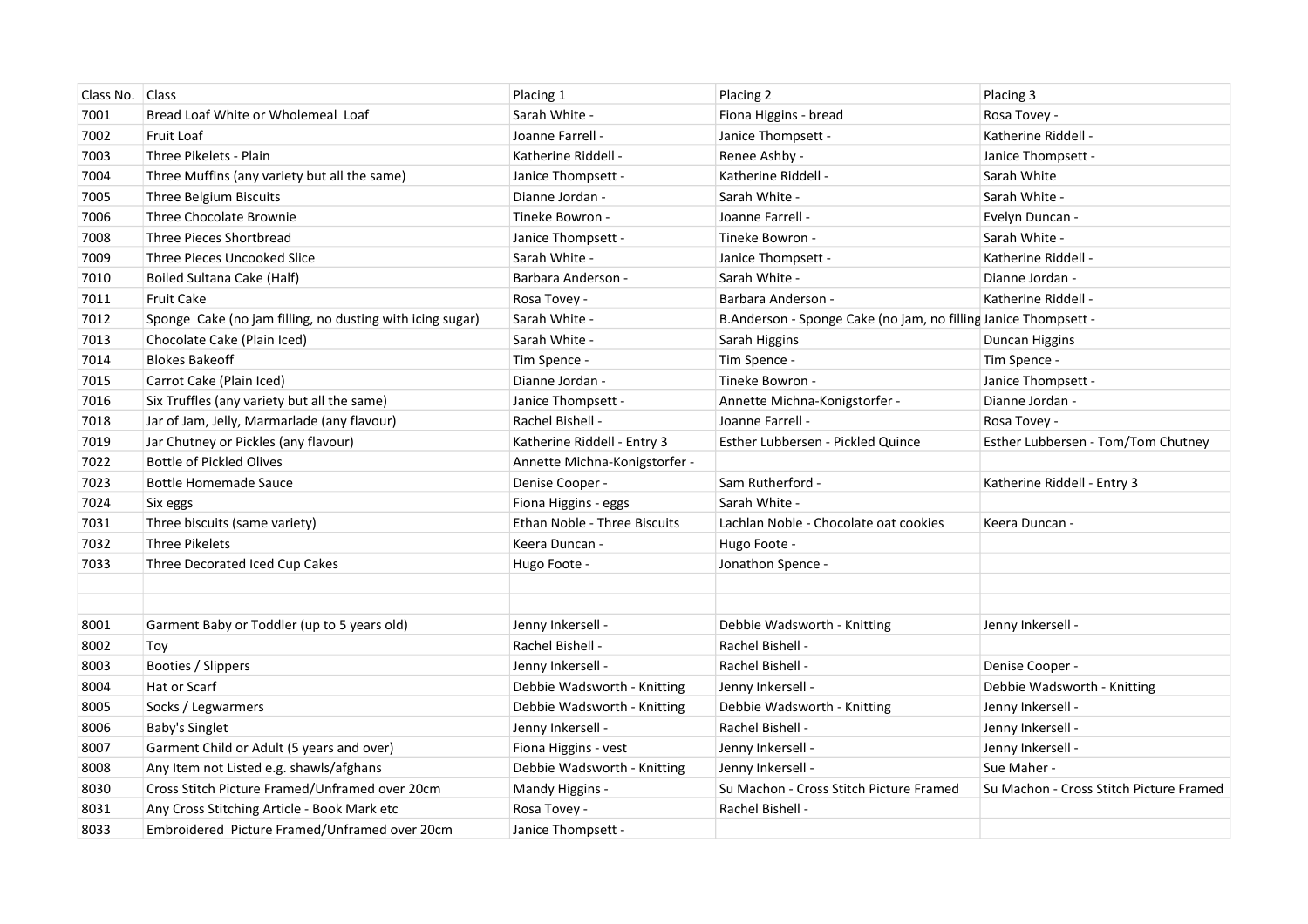| Class No. | Class | Placing 1 | Placing 2 | Placing 3 |
|---|---|---|---|---|
| 7001 | Bread Loaf White or Wholemeal Loaf | Sarah White - | Fiona Higgins - bread | Rosa Tovey - |
| 7002 | Fruit Loaf | Joanne Farrell - | Janice Thompsett - | Katherine Riddell - |
| 7003 | Three Pikelets - Plain | Katherine Riddell - | Renee Ashby - | Janice Thompsett - |
| 7004 | Three Muffins (any variety but all the same) | Janice Thompsett - | Katherine Riddell - | Sarah White |
| 7005 | Three Belgium Biscuits | Dianne Jordan - | Sarah White - | Sarah White - |
| 7006 | Three Chocolate Brownie | Tineke Bowron - | Joanne Farrell - | Evelyn Duncan - |
| 7008 | Three Pieces Shortbread | Janice Thompsett - | Tineke Bowron - | Sarah White - |
| 7009 | Three Pieces Uncooked Slice | Sarah White - | Janice Thompsett - | Katherine Riddell - |
| 7010 | Boiled Sultana Cake (Half) | Barbara Anderson - | Sarah White - | Dianne Jordan - |
| 7011 | Fruit Cake | Rosa Tovey - | Barbara Anderson - | Katherine Riddell - |
| 7012 | Sponge Cake (no jam filling, no dusting with icing sugar) | Sarah White - | B.Anderson - Sponge Cake (no jam, no filling | Janice Thompsett - |
| 7013 | Chocolate Cake (Plain Iced) | Sarah White - | Sarah Higgins | Duncan Higgins |
| 7014 | Blokes Bakeoff | Tim Spence - | Tim Spence - | Tim Spence - |
| 7015 | Carrot Cake (Plain Iced) | Dianne Jordan - | Tineke Bowron - | Janice Thompsett - |
| 7016 | Six Truffles (any variety but all the same) | Janice Thompsett - | Annette Michna-Konigstorfer - | Dianne Jordan - |
| 7018 | Jar of Jam, Jelly, Marmarlade (any flavour) | Rachel Bishell - | Joanne Farrell - | Rosa Tovey - |
| 7019 | Jar Chutney or Pickles (any flavour) | Katherine Riddell - Entry 3 | Esther Lubbersen - Pickled Quince | Esther Lubbersen - Tom/Tom Chutney |
| 7022 | Bottle of Pickled Olives | Annette Michna-Konigstorfer - | | |
| 7023 | Bottle Homemade Sauce | Denise Cooper - | Sam Rutherford - | Katherine Riddell - Entry 3 |
| 7024 | Six eggs | Fiona Higgins - eggs | Sarah White - | |
| 7031 | Three biscuits (same variety) | Ethan Noble - Three Biscuits | Lachlan Noble - Chocolate oat cookies | Keera Duncan - |
| 7032 | Three Pikelets | Keera Duncan - | Hugo Foote - | |
| 7033 | Three Decorated Iced Cup Cakes | Hugo Foote - | Jonathon Spence - | |
| | | | | |
| | | | | |
| 8001 | Garment Baby or Toddler (up to 5 years old) | Jenny Inkersell - | Debbie Wadsworth - Knitting | Jenny Inkersell - |
| 8002 | Toy | Rachel Bishell - | Rachel Bishell - | |
| 8003 | Booties / Slippers | Jenny Inkersell - | Rachel Bishell - | Denise Cooper - |
| 8004 | Hat or Scarf | Debbie Wadsworth - Knitting | Jenny Inkersell - | Debbie Wadsworth - Knitting |
| 8005 | Socks / Legwarmers | Debbie Wadsworth - Knitting | Debbie Wadsworth - Knitting | Jenny Inkersell - |
| 8006 | Baby's Singlet | Jenny Inkersell - | Rachel Bishell - | Jenny Inkersell - |
| 8007 | Garment Child or Adult (5 years and over) | Fiona Higgins - vest | Jenny Inkersell - | Jenny Inkersell - |
| 8008 | Any Item not Listed e.g. shawls/afghans | Debbie Wadsworth - Knitting | Jenny Inkersell - | Sue Maher - |
| 8030 | Cross Stitch Picture Framed/Unframed over 20cm | Mandy Higgins - | Su Machon - Cross Stitch Picture Framed | Su Machon - Cross Stitch Picture Framed |
| 8031 | Any Cross Stitching Article - Book Mark etc | Rosa Tovey - | Rachel Bishell - | |
| 8033 | Embroidered Picture Framed/Unframed over 20cm | Janice Thompsett - | | |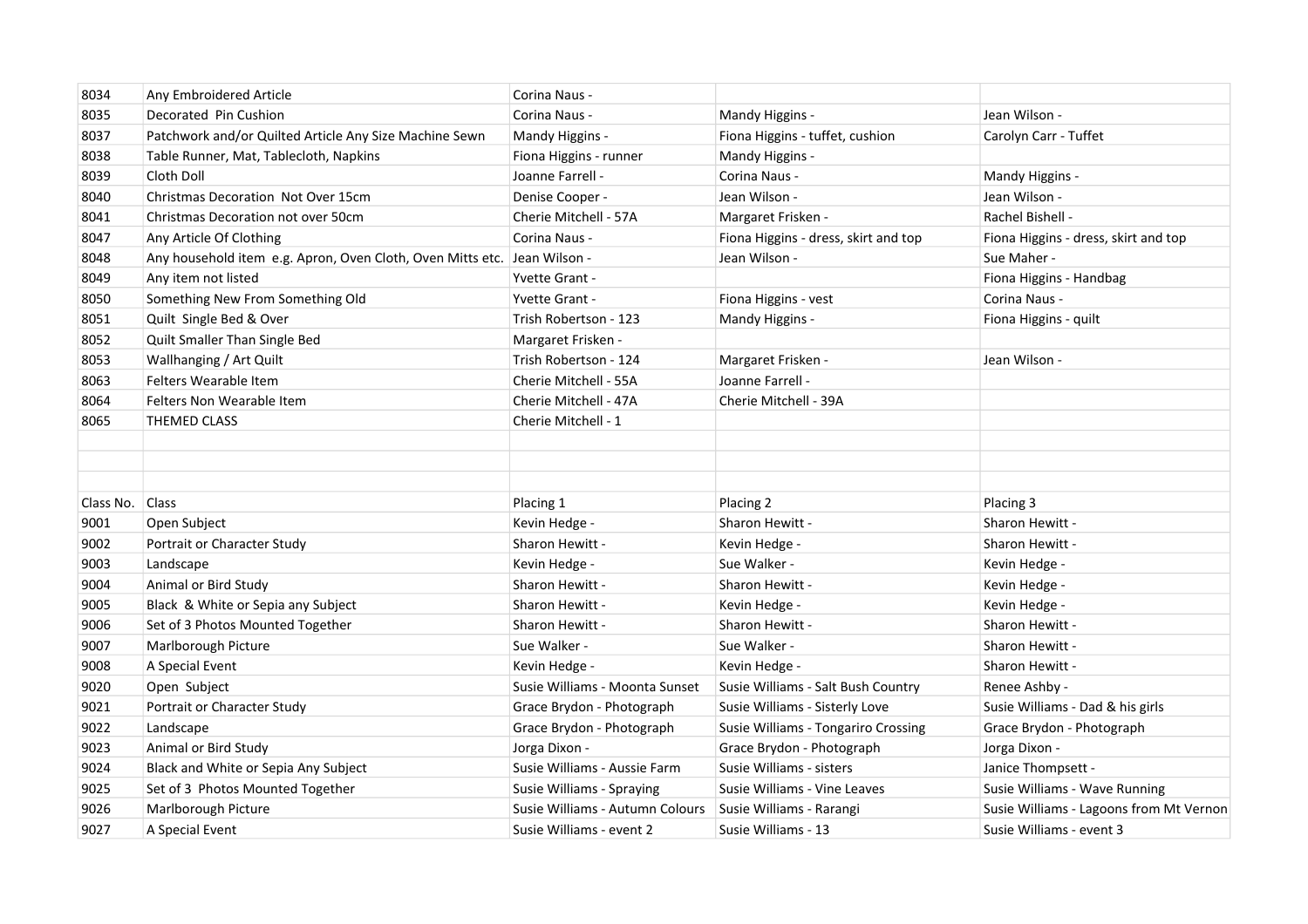| | | | | |
|---|---|---|---|---|
| 8034 | Any Embroidered Article | Corina Naus - | | |
| 8035 | Decorated Pin Cushion | Corina Naus - | Mandy Higgins - | Jean Wilson - |
| 8037 | Patchwork and/or Quilted Article Any Size Machine Sewn | Mandy Higgins - | Fiona Higgins - tuffet, cushion | Carolyn Carr - Tuffet |
| 8038 | Table Runner, Mat, Tablecloth, Napkins | Fiona Higgins - runner | Mandy Higgins - | |
| 8039 | Cloth Doll | Joanne Farrell - | Corina Naus - | Mandy Higgins - |
| 8040 | Christmas Decoration Not Over 15cm | Denise Cooper - | Jean Wilson - | Jean Wilson - |
| 8041 | Christmas Decoration not over 50cm | Cherie Mitchell - 57A | Margaret Frisken - | Rachel Bishell - |
| 8047 | Any Article Of Clothing | Corina Naus - | Fiona Higgins - dress, skirt and top | Fiona Higgins - dress, skirt and top |
| 8048 | Any household item e.g. Apron, Oven Cloth, Oven Mitts etc. | Jean Wilson - | Jean Wilson - | Sue Maher - |
| 8049 | Any item not listed | Yvette Grant - | | Fiona Higgins - Handbag |
| 8050 | Something New From Something Old | Yvette Grant - | Fiona Higgins - vest | Corina Naus - |
| 8051 | Quilt Single Bed & Over | Trish Robertson - 123 | Mandy Higgins - | Fiona Higgins - quilt |
| 8052 | Quilt Smaller Than Single Bed | Margaret Frisken - | | |
| 8053 | Wallhanging / Art Quilt | Trish Robertson - 124 | Margaret Frisken - | Jean Wilson - |
| 8063 | Felters Wearable Item | Cherie Mitchell - 55A | Joanne Farrell - | |
| 8064 | Felters Non Wearable Item | Cherie Mitchell - 47A | Cherie Mitchell - 39A | |
| 8065 | THEMED CLASS | Cherie Mitchell - 1 | | |

| Class No. | Class | Placing 1 | Placing 2 | Placing 3 |
|---|---|---|---|---|
| 9001 | Open Subject | Kevin Hedge - | Sharon Hewitt - | Sharon Hewitt - |
| 9002 | Portrait or Character Study | Sharon Hewitt - | Kevin Hedge - | Sharon Hewitt - |
| 9003 | Landscape | Kevin Hedge - | Sue Walker - | Kevin Hedge - |
| 9004 | Animal or Bird Study | Sharon Hewitt - | Sharon Hewitt - | Kevin Hedge - |
| 9005 | Black & White or Sepia any Subject | Sharon Hewitt - | Kevin Hedge - | Kevin Hedge - |
| 9006 | Set of 3 Photos Mounted Together | Sharon Hewitt - | Sharon Hewitt - | Sharon Hewitt - |
| 9007 | Marlborough Picture | Sue Walker - | Sue Walker - | Sharon Hewitt - |
| 9008 | A Special Event | Kevin Hedge - | Kevin Hedge - | Sharon Hewitt - |
| 9020 | Open Subject | Susie Williams - Moonta Sunset | Susie Williams - Salt Bush Country | Renee Ashby - |
| 9021 | Portrait or Character Study | Grace Brydon - Photograph | Susie Williams - Sisterly Love | Susie Williams - Dad & his girls |
| 9022 | Landscape | Grace Brydon - Photograph | Susie Williams - Tongariro Crossing | Grace Brydon - Photograph |
| 9023 | Animal or Bird Study | Jorga Dixon - | Grace Brydon - Photograph | Jorga Dixon - |
| 9024 | Black and White or Sepia Any Subject | Susie Williams - Aussie Farm | Susie Williams - sisters | Janice Thompsett - |
| 9025 | Set of 3 Photos Mounted Together | Susie Williams - Spraying | Susie Williams - Vine Leaves | Susie Williams - Wave Running |
| 9026 | Marlborough Picture | Susie Williams - Autumn Colours | Susie Williams - Rarangi | Susie Williams - Lagoons from Mt Vernon |
| 9027 | A Special Event | Susie Williams - event 2 | Susie Williams - 13 | Susie Williams - event 3 |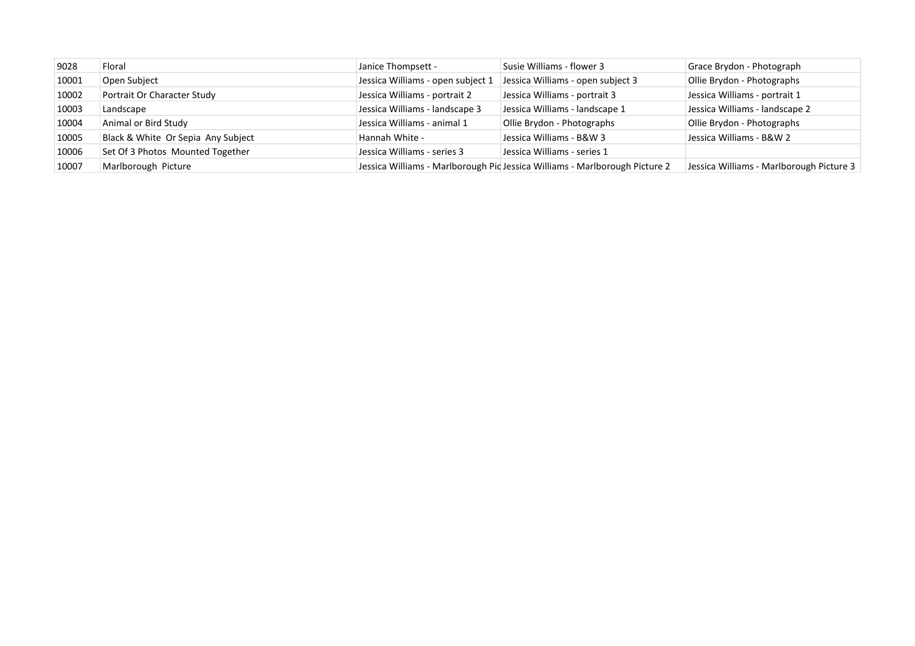| | | | | |
|---|---|---|---|---|
| 9028 | Floral | Janice Thompsett - | Susie Williams - flower 3 | Grace Brydon - Photograph |
| 10001 | Open Subject | Jessica Williams - open subject 1 | Jessica Williams - open subject 3 | Ollie Brydon - Photographs |
| 10002 | Portrait Or Character Study | Jessica Williams - portrait 2 | Jessica Williams - portrait 3 | Jessica Williams - portrait 1 |
| 10003 | Landscape | Jessica Williams - landscape 3 | Jessica Williams - landscape 1 | Jessica Williams - landscape 2 |
| 10004 | Animal or Bird Study | Jessica Williams - animal 1 | Ollie Brydon - Photographs | Ollie Brydon - Photographs |
| 10005 | Black & White Or Sepia Any Subject | Hannah White - | Jessica Williams - B&W 3 | Jessica Williams - B&W 2 |
| 10006 | Set Of 3 Photos Mounted Together | Jessica Williams - series 3 | Jessica Williams - series 1 | |
| 10007 | Marlborough Picture | Jessica Williams - Marlborough Pic | Jessica Williams - Marlborough Picture 2 | Jessica Williams - Marlborough Picture 3 |